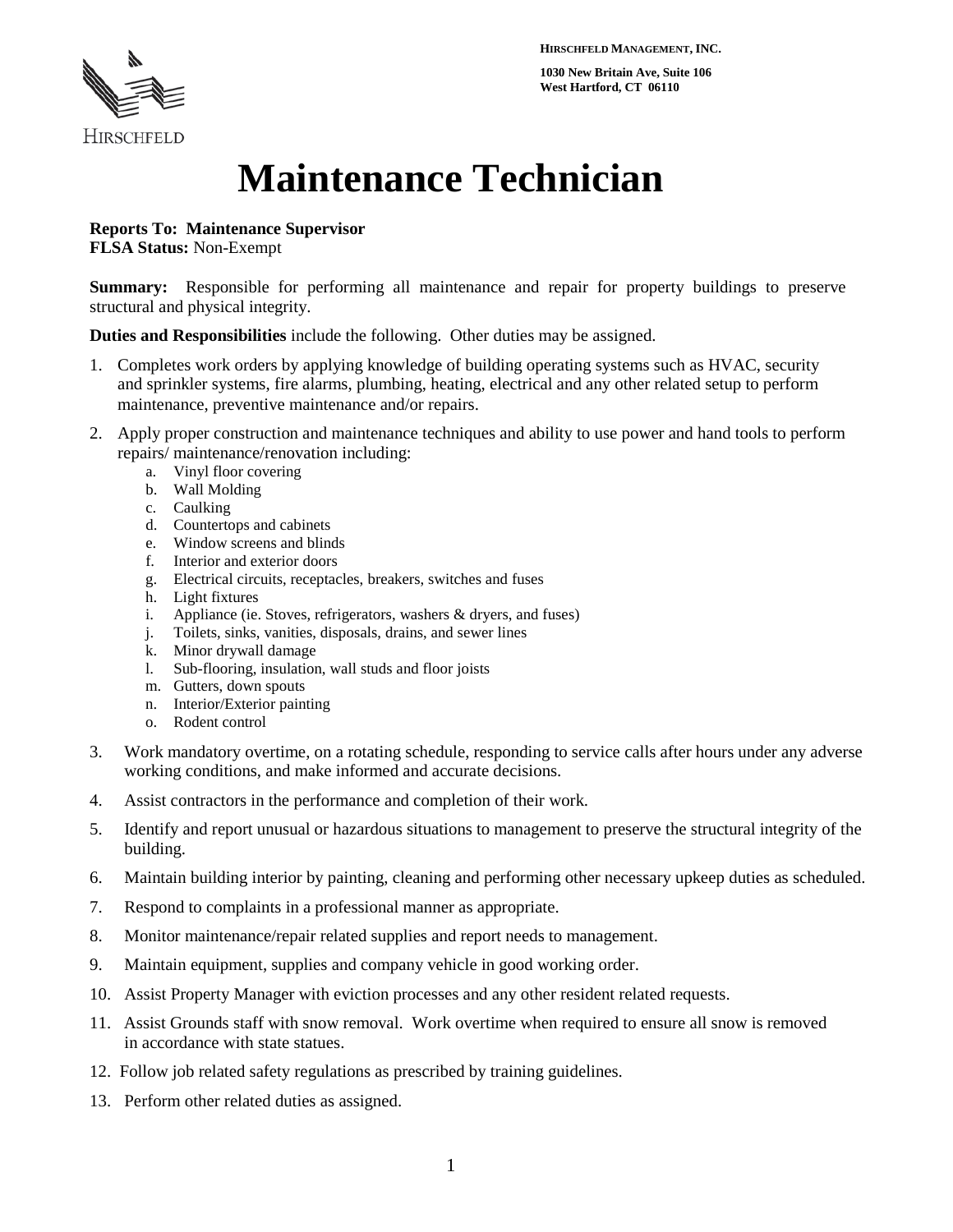HIRSCHFELD

**HIRSCHFELD MANAGEMENT, INC.**

**1030 New Britain Ave, Suite 106**
**West Hartford, CT 06110**

# Maintenance Technician

**Reports To: Maintenance Supervisor**
**FLSA Status:** Non-Exempt

**Summary:** Responsible for performing all maintenance and repair for property buildings to preserve structural and physical integrity.

**Duties and Responsibilities** include the following. Other duties may be assigned.

1. Completes work orders by applying knowledge of building operating systems such as HVAC, security and sprinkler systems, fire alarms, plumbing, heating, electrical and any other related setup to perform maintenance, preventive maintenance and/or repairs.
2. Apply proper construction and maintenance techniques and ability to use power and hand tools to perform repairs/ maintenance/renovation including:
   a. Vinyl floor covering
   b. Wall Molding
   c. Caulking
   d. Countertops and cabinets
   e. Window screens and blinds
   f. Interior and exterior doors
   g. Electrical circuits, receptacles, breakers, switches and fuses
   h. Light fixtures
   i. Appliance (ie. Stoves, refrigerators, washers & dryers, and fuses)
   j. Toilets, sinks, vanities, disposals, drains, and sewer lines
   k. Minor drywall damage
   l. Sub-flooring, insulation, wall studs and floor joists
   m. Gutters, down spouts
   n. Interior/Exterior painting
   o. Rodent control
3. Work mandatory overtime, on a rotating schedule, responding to service calls after hours under any adverse working conditions, and make informed and accurate decisions.
4. Assist contractors in the performance and completion of their work.
5. Identify and report unusual or hazardous situations to management to preserve the structural integrity of the building.
6. Maintain building interior by painting, cleaning and performing other necessary upkeep duties as scheduled.
7. Respond to complaints in a professional manner as appropriate.
8. Monitor maintenance/repair related supplies and report needs to management.
9. Maintain equipment, supplies and company vehicle in good working order.
10. Assist Property Manager with eviction processes and any other resident related requests.
11. Assist Grounds staff with snow removal. Work overtime when required to ensure all snow is removed in accordance with state statues.
12. Follow job related safety regulations as prescribed by training guidelines.
13. Perform other related duties as assigned.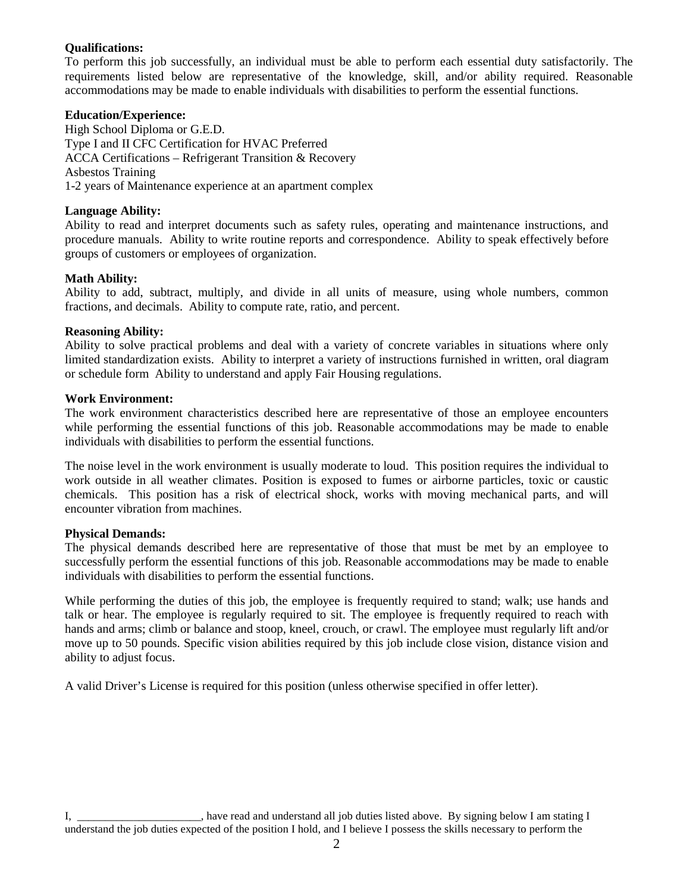**Qualifications:**

To perform this job successfully, an individual must be able to perform each essential duty satisfactorily. The requirements listed below are representative of the knowledge, skill, and/or ability required. Reasonable accommodations may be made to enable individuals with disabilities to perform the essential functions.

**Education/Experience:**

High School Diploma or G.E.D.
Type I and II CFC Certification for HVAC Preferred
ACCA Certifications – Refrigerant Transition & Recovery
Asbestos Training
1-2 years of Maintenance experience at an apartment complex

**Language Ability:**

Ability to read and interpret documents such as safety rules, operating and maintenance instructions, and procedure manuals. Ability to write routine reports and correspondence. Ability to speak effectively before groups of customers or employees of organization.

**Math Ability:**

Ability to add, subtract, multiply, and divide in all units of measure, using whole numbers, common fractions, and decimals. Ability to compute rate, ratio, and percent.

**Reasoning Ability:**

Ability to solve practical problems and deal with a variety of concrete variables in situations where only limited standardization exists. Ability to interpret a variety of instructions furnished in written, oral diagram or schedule form Ability to understand and apply Fair Housing regulations.

**Work Environment:**

The work environment characteristics described here are representative of those an employee encounters while performing the essential functions of this job. Reasonable accommodations may be made to enable individuals with disabilities to perform the essential functions.

The noise level in the work environment is usually moderate to loud. This position requires the individual to work outside in all weather climates. Position is exposed to fumes or airborne particles, toxic or caustic chemicals. This position has a risk of electrical shock, works with moving mechanical parts, and will encounter vibration from machines.

**Physical Demands:**

The physical demands described here are representative of those that must be met by an employee to successfully perform the essential functions of this job. Reasonable accommodations may be made to enable individuals with disabilities to perform the essential functions.

While performing the duties of this job, the employee is frequently required to stand; walk; use hands and talk or hear. The employee is regularly required to sit. The employee is frequently required to reach with hands and arms; climb or balance and stoop, kneel, crouch, or crawl. The employee must regularly lift and/or move up to 50 pounds. Specific vision abilities required by this job include close vision, distance vision and ability to adjust focus.

A valid Driver's License is required for this position (unless otherwise specified in offer letter).

I, ______________________, have read and understand all job duties listed above. By signing below I am stating I understand the job duties expected of the position I hold, and I believe I possess the skills necessary to perform the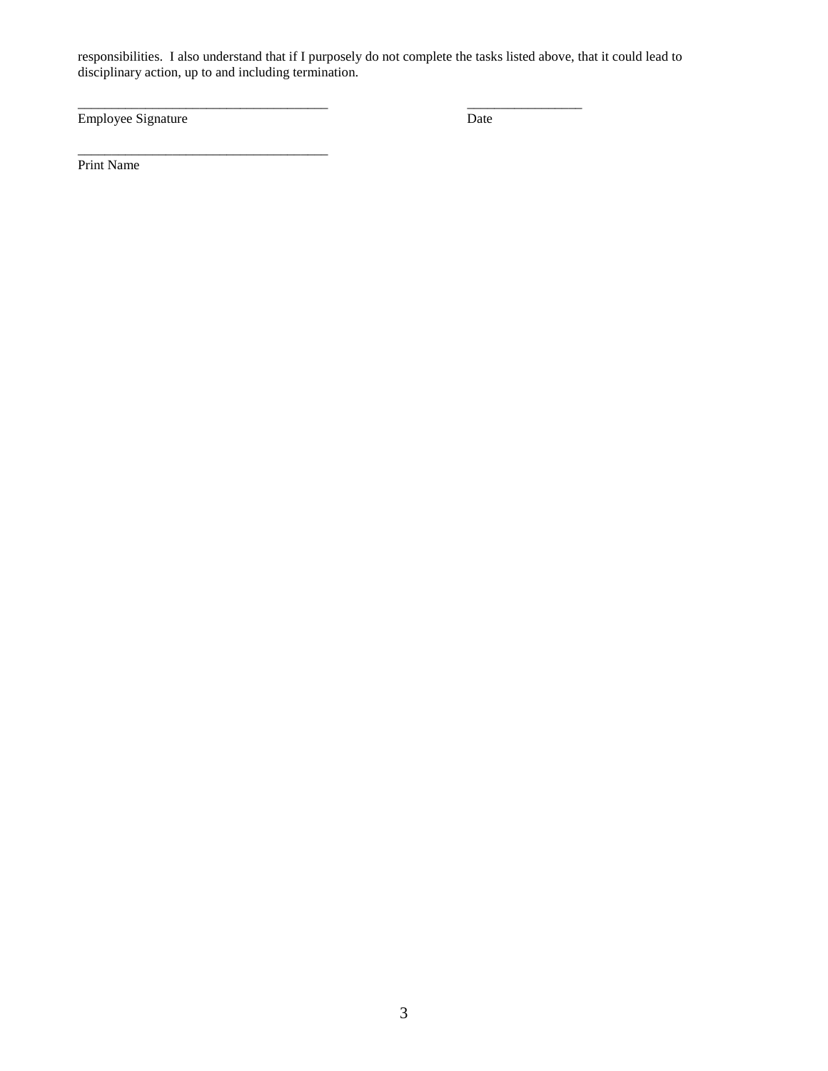responsibilities. I also understand that if I purposely do not complete the tasks listed above, that it could lead to disciplinary action, up to and including termination.

_____________________________________ &nbsp;&nbsp;&nbsp;&nbsp;&nbsp;&nbsp;&nbsp;&nbsp; _________________
Employee Signature &nbsp;&nbsp;&nbsp;&nbsp;&nbsp;&nbsp;&nbsp;&nbsp;&nbsp;&nbsp;&nbsp;&nbsp;&nbsp;&nbsp;&nbsp;&nbsp;&nbsp;&nbsp;&nbsp;&nbsp;&nbsp;&nbsp;&nbsp;&nbsp;&nbsp;&nbsp;&nbsp;&nbsp; Date

_____________________________________
Print Name